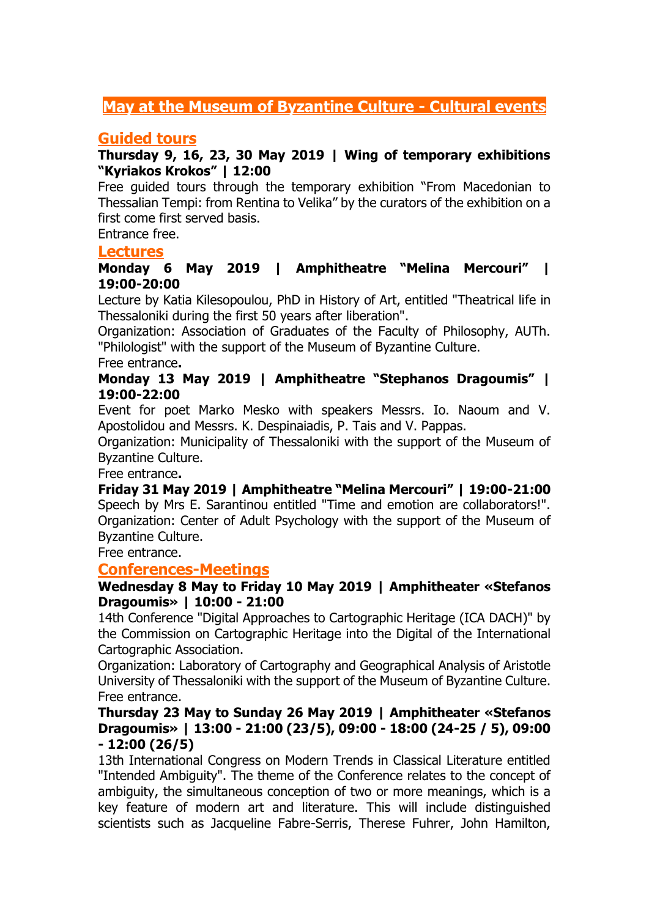# May at the Museum of Byzantine Culture - Cultural events

## Guided tours

**Thursday 9, 16, 23, 30 May 2019 | Wing of temporary exhibitions "Kyriakos Krokos" | 12:00**

Free guided tours through the temporary exhibition "From Macedonian to Thessalian Tempi: from Rentina to Velika" by the curators of the exhibition on a first come first served basis.

Entrance free.

## Lectures

**Monday 6 May 2019 | Amphitheatre "Melina Mercouri" | 19:00-20:00**

Lecture by Katia Kilesopoulou, PhD in History of Art, entitled "Theatrical life in Thessaloniki during the first 50 years after liberation".

Organization: Association of Graduates of the Faculty of Philosophy, AUTh. "Philologist" with the support of the Museum of Byzantine Culture.

Free entrance**.**

**Monday 13 May 2019 | Amphitheatre "Stephanos Dragoumis" | 19:00-22:00**

Event for poet Marko Mesko with speakers Messrs. Io. Naoum and V. Apostolidou and Messrs. K. Despinaiadis, P. Tais and V. Pappas.

Organization: Municipality of Thessaloniki with the support of the Museum of Byzantine Culture.

Free entrance**.**

**Friday 31 May 2019 | Amphitheatre "Melina Mercouri" | 19:00-21:00**

Speech by Mrs E. Sarantinou entitled "Time and emotion are collaborators!". Organization: Center of Adult Psychology with the support of the Museum of Byzantine Culture.

Free entrance.

## Conferences-Meetings

**Wednesday 8 May to Friday 10 May 2019 | Amphitheater «Stefanos Dragoumis» | 10:00 - 21:00**

14th Conference "Digital Approaches to Cartographic Heritage (ICA DACH)" by the Commission on Cartographic Heritage into the Digital of the International Cartographic Association.

Organization: Laboratory of Cartography and Geographical Analysis of Aristotle University of Thessaloniki with the support of the Museum of Byzantine Culture.

Free entrance.

**Thursday 23 May to Sunday 26 May 2019 | Amphitheater «Stefanos Dragoumis» | 13:00 - 21:00 (23/5), 09:00 - 18:00 (24-25 / 5), 09:00 - 12:00 (26/5)**

13th International Congress on Modern Trends in Classical Literature entitled "Intended Ambiguity". The theme of the Conference relates to the concept of ambiguity, the simultaneous conception of two or more meanings, which is a key feature of modern art and literature. This will include distinguished scientists such as Jacqueline Fabre-Serris, Therese Fuhrer, John Hamilton,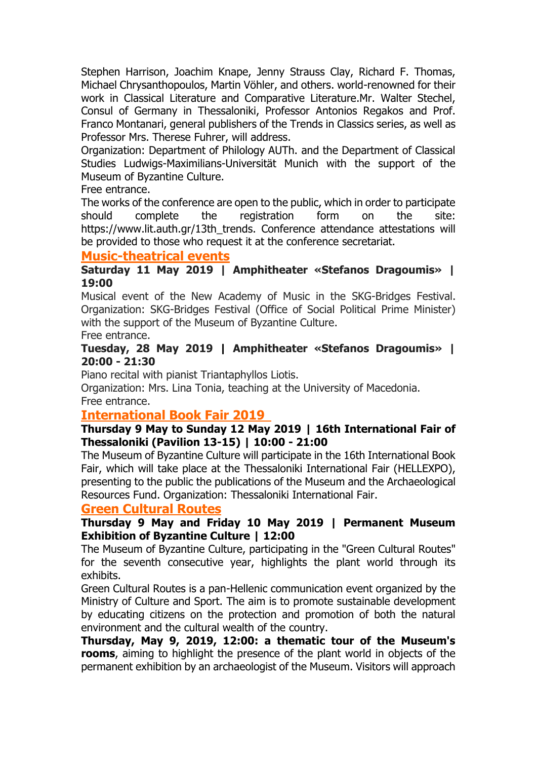Stephen Harrison, Joachim Knape, Jenny Strauss Clay, Richard F. Thomas, Michael Chrysanthopoulos, Martin Vöhler, and others. world-renowned for their work in Classical Literature and Comparative Literature.Mr. Walter Stechel, Consul of Germany in Thessaloniki, Professor Antonios Regakos and Prof. Franco Montanari, general publishers of the Trends in Classics series, as well as Professor Mrs. Therese Fuhrer, will address.

Organization: Department of Philology AUTh. and the Department of Classical Studies Ludwigs-Maximilians-Universität Munich with the support of the Museum of Byzantine Culture.

Free entrance.

The works of the conference are open to the public, which in order to participate should complete the registration form on the site: https://www.lit.auth.gr/13th_trends. Conference attendance attestations will be provided to those who request it at the conference secretariat.

## Music-theatrical events

**Saturday 11 May 2019 | Amphitheater «Stefanos Dragoumis» | 19:00**

Musical event of the New Academy of Music in the SKG-Bridges Festival. Organization: SKG-Bridges Festival (Office of Social Political Prime Minister) with the support of the Museum of Byzantine Culture.

Free entrance.

**Tuesday, 28 May 2019 | Amphitheater «Stefanos Dragoumis» | 20:00 - 21:30**

Piano recital with pianist Triantaphyllos Liotis.

Organization: Mrs. Lina Tonia, teaching at the University of Macedonia.

Free entrance.

## International Book Fair 2019

**Thursday 9 May to Sunday 12 May 2019 | 16th International Fair of Thessaloniki (Pavilion 13-15) | 10:00 - 21:00**

The Museum of Byzantine Culture will participate in the 16th International Book Fair, which will take place at the Thessaloniki International Fair (HELLEXPO), presenting to the public the publications of the Museum and the Archaeological Resources Fund. Organization: Thessaloniki International Fair.

## Green Cultural Routes

**Thursday 9 May and Friday 10 May 2019 | Permanent Museum Exhibition of Byzantine Culture | 12:00**

The Museum of Byzantine Culture, participating in the "Green Cultural Routes" for the seventh consecutive year, highlights the plant world through its exhibits.

Green Cultural Routes is a pan-Hellenic communication event organized by the Ministry of Culture and Sport. The aim is to promote sustainable development by educating citizens on the protection and promotion of both the natural environment and the cultural wealth of the country.

**Thursday, May 9, 2019, 12:00: a thematic tour of the Museum's rooms**, aiming to highlight the presence of the plant world in objects of the permanent exhibition by an archaeologist of the Museum. Visitors will approach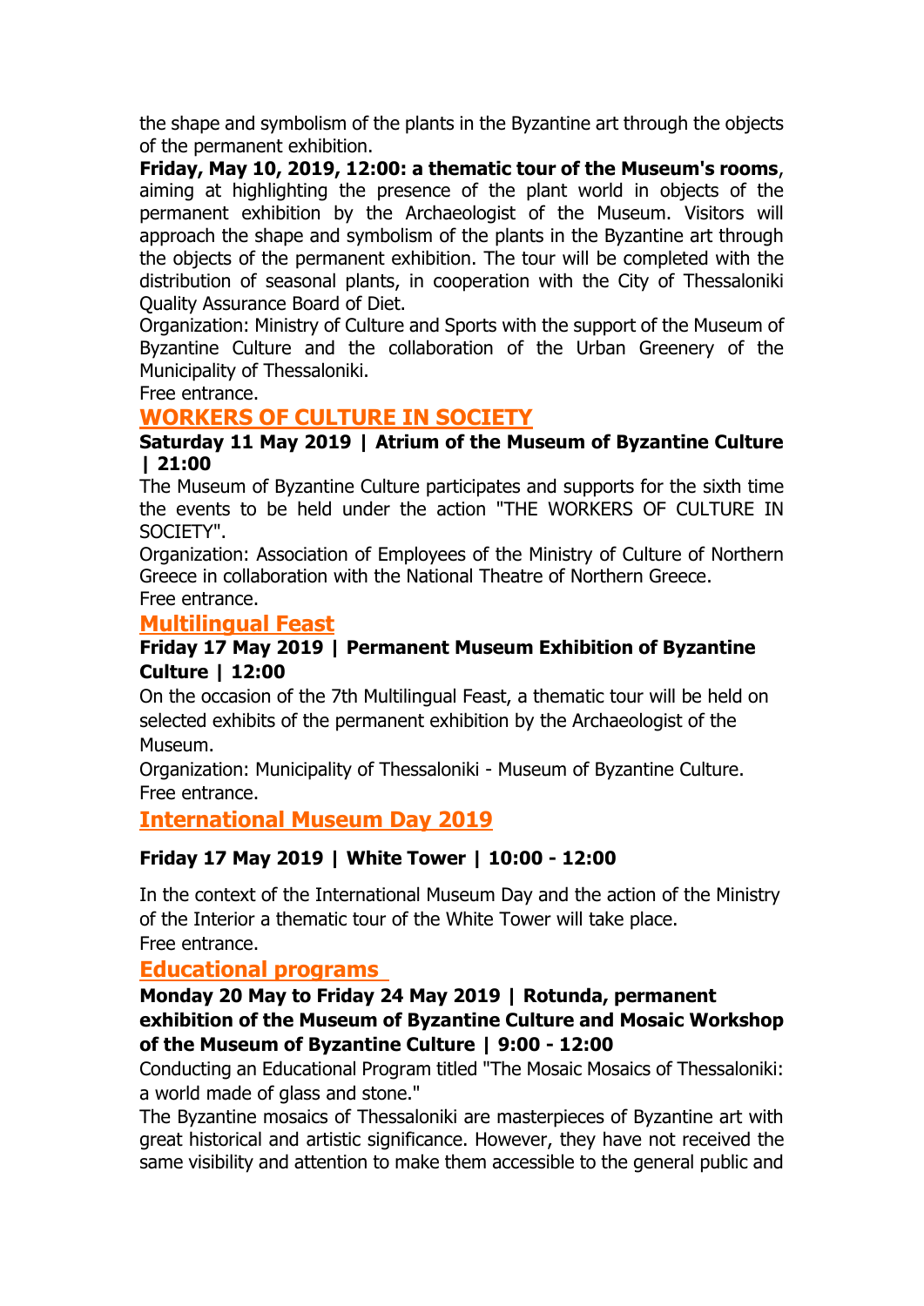the shape and symbolism of the plants in the Byzantine art through the objects of the permanent exhibition.

**Friday, May 10, 2019, 12:00: a thematic tour of the Museum's rooms**, aiming at highlighting the presence of the plant world in objects of the permanent exhibition by the Archaeologist of the Museum. Visitors will approach the shape and symbolism of the plants in the Byzantine art through the objects of the permanent exhibition. The tour will be completed with the distribution of seasonal plants, in cooperation with the City of Thessaloniki Quality Assurance Board of Diet.

Organization: Ministry of Culture and Sports with the support of the Museum of Byzantine Culture and the collaboration of the Urban Greenery of the Municipality of Thessaloniki.

Free entrance.

## WORKERS OF CULTURE IN SOCIETY

**Saturday 11 May 2019 | Atrium of the Museum of Byzantine Culture | 21:00**

The Museum of Byzantine Culture participates and supports for the sixth time the events to be held under the action "THE WORKERS OF CULTURE IN SOCIETY".

Organization: Association of Employees of the Ministry of Culture of Northern Greece in collaboration with the National Theatre of Northern Greece.

Free entrance.

## Multilingual Feast

**Friday 17 May 2019 | Permanent Museum Exhibition of Byzantine Culture | 12:00**

On the occasion of the 7th Multilingual Feast, a thematic tour will be held on selected exhibits of the permanent exhibition by the Archaeologist of the Museum.

Organization: Municipality of Thessaloniki - Museum of Byzantine Culture.

Free entrance.

## International Museum Day 2019

**Friday 17 May 2019 | White Tower | 10:00 - 12:00**

In the context of the International Museum Day and the action of the Ministry of the Interior a thematic tour of the White Tower will take place.

Free entrance.

## Educational programs

**Monday 20 May to Friday 24 May 2019 | Rotunda, permanent exhibition of the Museum of Byzantine Culture and Mosaic Workshop of the Museum of Byzantine Culture | 9:00 - 12:00**

Conducting an Educational Program titled "The Mosaic Mosaics of Thessaloniki: a world made of glass and stone."

The Byzantine mosaics of Thessaloniki are masterpieces of Byzantine art with great historical and artistic significance. However, they have not received the same visibility and attention to make them accessible to the general public and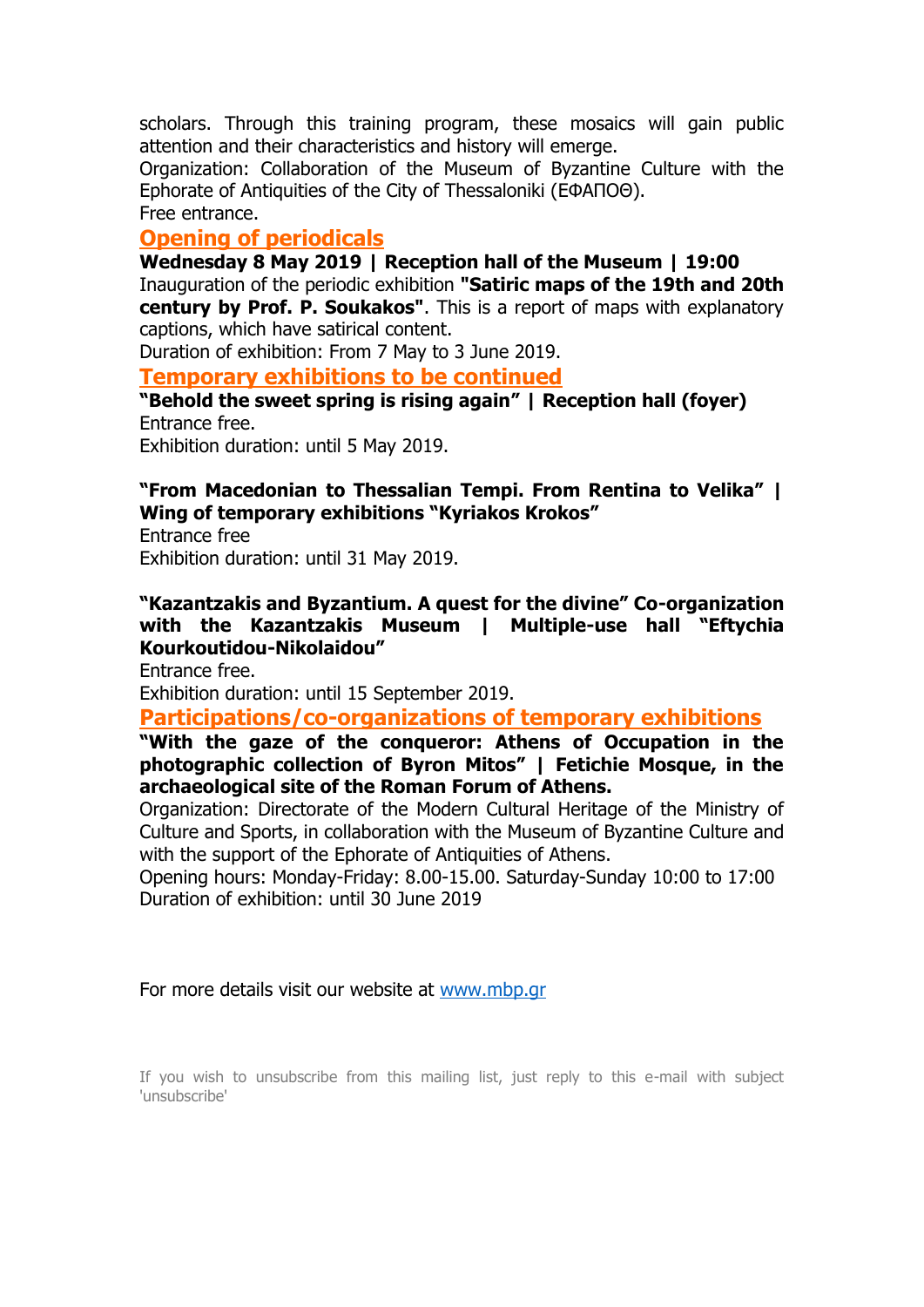scholars. Through this training program, these mosaics will gain public attention and their characteristics and history will emerge.
Organization: Collaboration of the Museum of Byzantine Culture with the Ephorate of Antiquities of the City of Thessaloniki (ΕΦΑΠΟΘ).
Free entrance.

## Opening of periodicals

**Wednesday 8 May 2019 | Reception hall of the Museum | 19:00**
Inauguration of the periodic exhibition **"Satiric maps of the 19th and 20th century by Prof. P. Soukakos"**. This is a report of maps with explanatory captions, which have satirical content.
Duration of exhibition: From 7 May to 3 June 2019.

## Temporary exhibitions to be continued

**"Behold the sweet spring is rising again" | Reception hall (foyer)**
Entrance free.
Exhibition duration: until 5 May 2019.

**"From Macedonian to Thessalian Tempi. From Rentina to Velika" | Wing of temporary exhibitions "Kyriakos Krokos"**
Entrance free
Exhibition duration: until 31 May 2019.

**"Kazantzakis and Byzantium. A quest for the divine" Co-organization with the Kazantzakis Museum | Multiple-use hall "Eftychia Kourkoutidou-Nikolaidou"**
Entrance free.
Exhibition duration: until 15 September 2019.

## Participations/co-organizations of temporary exhibitions

**"With the gaze of the conqueror: Athens of Occupation in the photographic collection of Byron Mitos" | Fetichie Mosque, in the archaeological site of the Roman Forum of Athens.**
Organization: Directorate of the Modern Cultural Heritage of the Ministry of Culture and Sports, in collaboration with the Museum of Byzantine Culture and with the support of the Ephorate of Antiquities of Athens.
Opening hours: Monday-Friday: 8.00-15.00. Saturday-Sunday 10:00 to 17:00
Duration of exhibition: until 30 June 2019

For more details visit our website at [www.mbp.gr](http://www.mbp.gr)

If you wish to unsubscribe from this mailing list, just reply to this e-mail with subject 'unsubscribe'